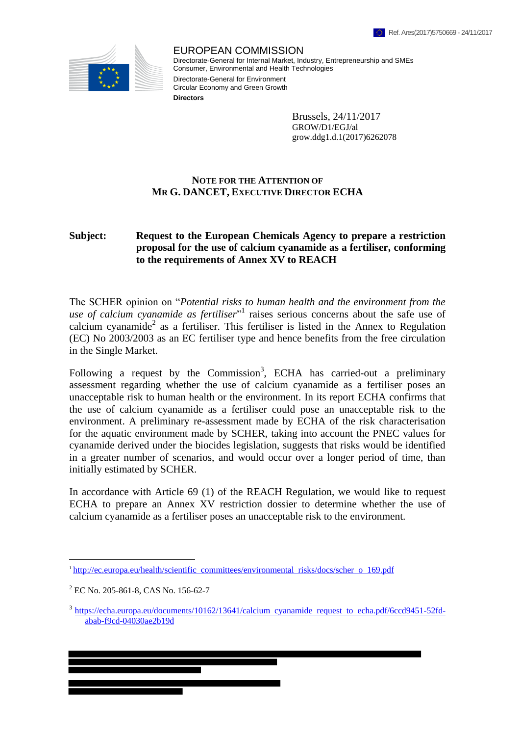Ref. Ares(2017)5750669 - 24/11/2017

EUROPEAN COMMISSION
Directorate-General for Internal Market, Industry, Entrepreneurship and SMEs
Consumer, Environmental and Health Technologies
Directorate-General for Environment
Circular Economy and Green Growth
**Directors**

Brussels, 24/11/2017
GROW/D1/EGJ/al
grow.ddg1.d.1(2017)6262078

**NOTE FOR THE ATTENTION OF**
**MR G. DANCET, EXECUTIVE DIRECTOR ECHA**

**Subject: Request to the European Chemicals Agency to prepare a restriction proposal for the use of calcium cyanamide as a fertiliser, conforming to the requirements of Annex XV to REACH**

The SCHER opinion on "*Potential risks to human health and the environment from the use of calcium cyanamide as fertiliser*"[1] raises serious concerns about the safe use of calcium cyanamide[2] as a fertiliser. This fertiliser is listed in the Annex to Regulation (EC) No 2003/2003 as an EC fertiliser type and hence benefits from the free circulation in the Single Market.

Following a request by the Commission[3], ECHA has carried-out a preliminary assessment regarding whether the use of calcium cyanamide as a fertiliser poses an unacceptable risk to human health or the environment. In its report ECHA confirms that the use of calcium cyanamide as a fertiliser could pose an unacceptable risk to the environment. A preliminary re-assessment made by ECHA of the risk characterisation for the aquatic environment made by SCHER, taking into account the PNEC values for cyanamide derived under the biocides legislation, suggests that risks would be identified in a greater number of scenarios, and would occur over a longer period of time, than initially estimated by SCHER.

In accordance with Article 69 (1) of the REACH Regulation, we would like to request ECHA to prepare an Annex XV restriction dossier to determine whether the use of calcium cyanamide as a fertiliser poses an unacceptable risk to the environment.

---

[1] http://ec.europa.eu/health/scientific_committees/environmental_risks/docs/scher_o_169.pdf

[2] EC No. 205-861-8, CAS No. 156-62-7

[3] https://echa.europa.eu/documents/10162/13641/calcium_cyanamide_request_to_echa.pdf/6ccd9451-52fd-abab-f9cd-04030ae2b19d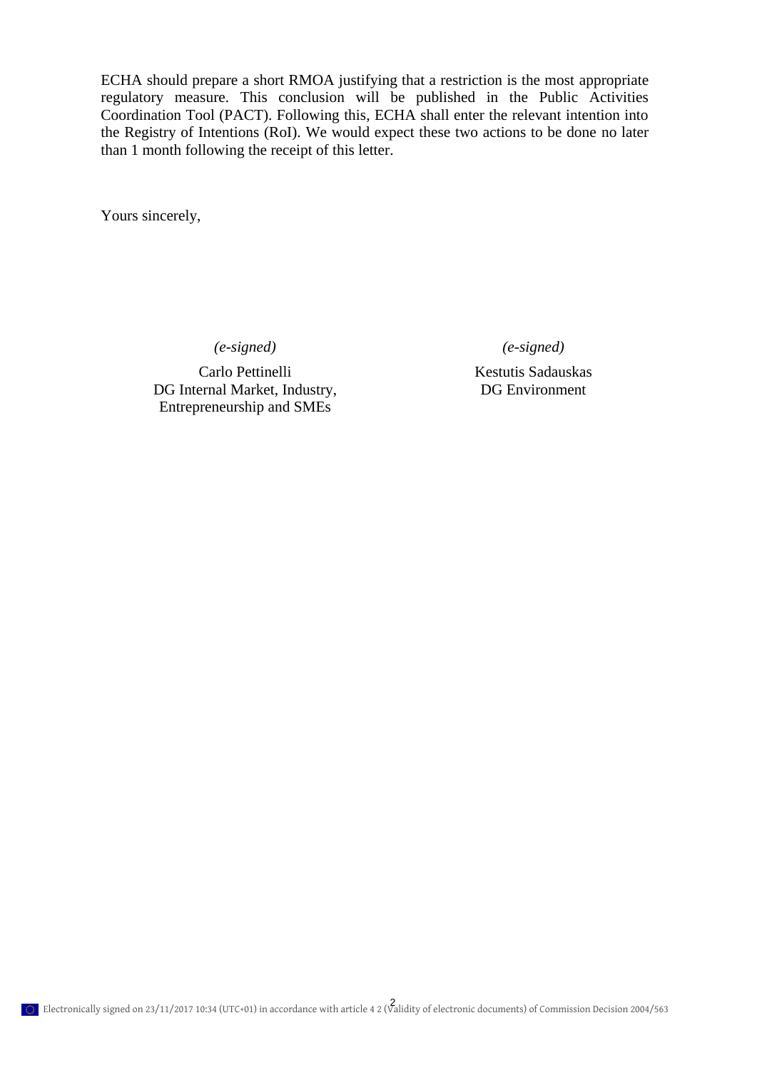ECHA should prepare a short RMOA justifying that a restriction is the most appropriate regulatory measure. This conclusion will be published in the Public Activities Coordination Tool (PACT). Following this, ECHA shall enter the relevant intention into the Registry of Intentions (RoI). We would expect these two actions to be done no later than 1 month following the receipt of this letter.

Yours sincerely,

*(e-signed)*

Carlo Pettinelli
DG Internal Market, Industry, Entrepreneurship and SMEs

*(e-signed)*

Kestutis Sadauskas
DG Environment

Electronically signed on 23/11/2017 10:34 (UTC+01) in accordance with article 4 2 (Validity of electronic documents) of Commission Decision 2004/563